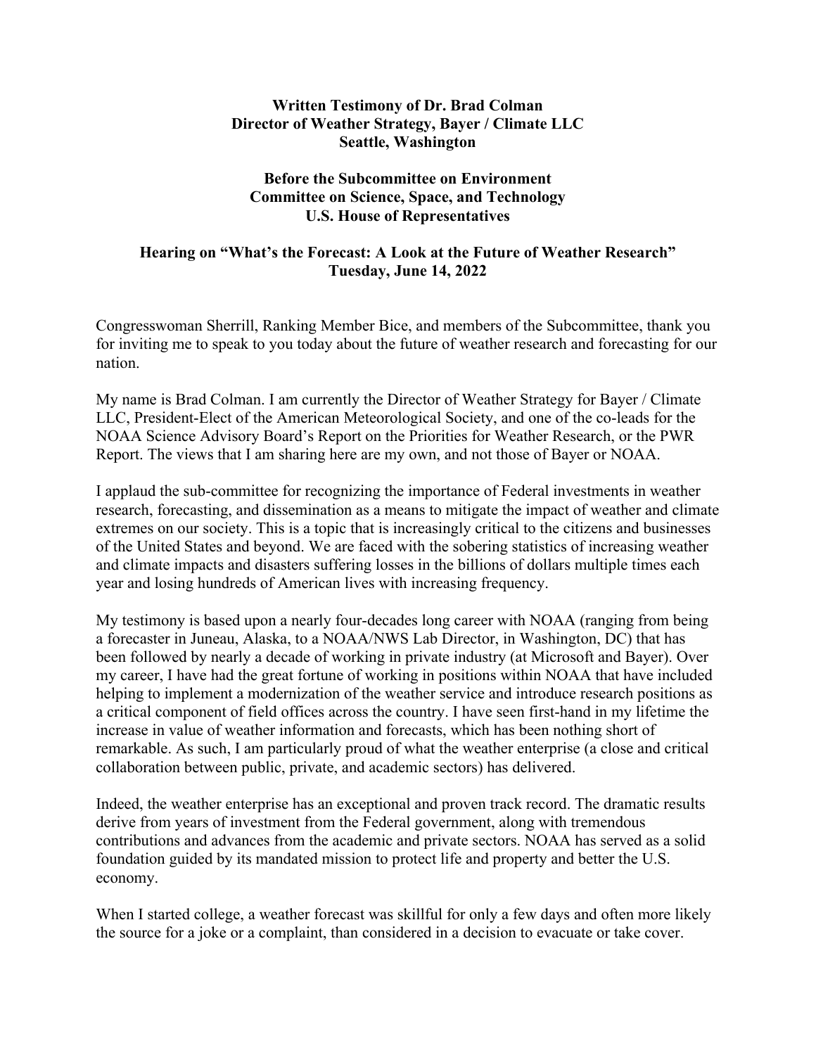**Written Testimony of Dr. Brad Colman**
**Director of Weather Strategy, Bayer / Climate LLC**
**Seattle, Washington**

**Before the Subcommittee on Environment**
**Committee on Science, Space, and Technology**
**U.S. House of Representatives**

**Hearing on "What's the Forecast: A Look at the Future of Weather Research"**
**Tuesday, June 14, 2022**

Congresswoman Sherrill, Ranking Member Bice, and members of the Subcommittee, thank you for inviting me to speak to you today about the future of weather research and forecasting for our nation.

My name is Brad Colman. I am currently the Director of Weather Strategy for Bayer / Climate LLC, President-Elect of the American Meteorological Society, and one of the co-leads for the NOAA Science Advisory Board's Report on the Priorities for Weather Research, or the PWR Report. The views that I am sharing here are my own, and not those of Bayer or NOAA.

I applaud the sub-committee for recognizing the importance of Federal investments in weather research, forecasting, and dissemination as a means to mitigate the impact of weather and climate extremes on our society. This is a topic that is increasingly critical to the citizens and businesses of the United States and beyond. We are faced with the sobering statistics of increasing weather and climate impacts and disasters suffering losses in the billions of dollars multiple times each year and losing hundreds of American lives with increasing frequency.

My testimony is based upon a nearly four-decades long career with NOAA (ranging from being a forecaster in Juneau, Alaska, to a NOAA/NWS Lab Director, in Washington, DC) that has been followed by nearly a decade of working in private industry (at Microsoft and Bayer). Over my career, I have had the great fortune of working in positions within NOAA that have included helping to implement a modernization of the weather service and introduce research positions as a critical component of field offices across the country. I have seen first-hand in my lifetime the increase in value of weather information and forecasts, which has been nothing short of remarkable. As such, I am particularly proud of what the weather enterprise (a close and critical collaboration between public, private, and academic sectors) has delivered.

Indeed, the weather enterprise has an exceptional and proven track record. The dramatic results derive from years of investment from the Federal government, along with tremendous contributions and advances from the academic and private sectors. NOAA has served as a solid foundation guided by its mandated mission to protect life and property and better the U.S. economy.

When I started college, a weather forecast was skillful for only a few days and often more likely the source for a joke or a complaint, than considered in a decision to evacuate or take cover.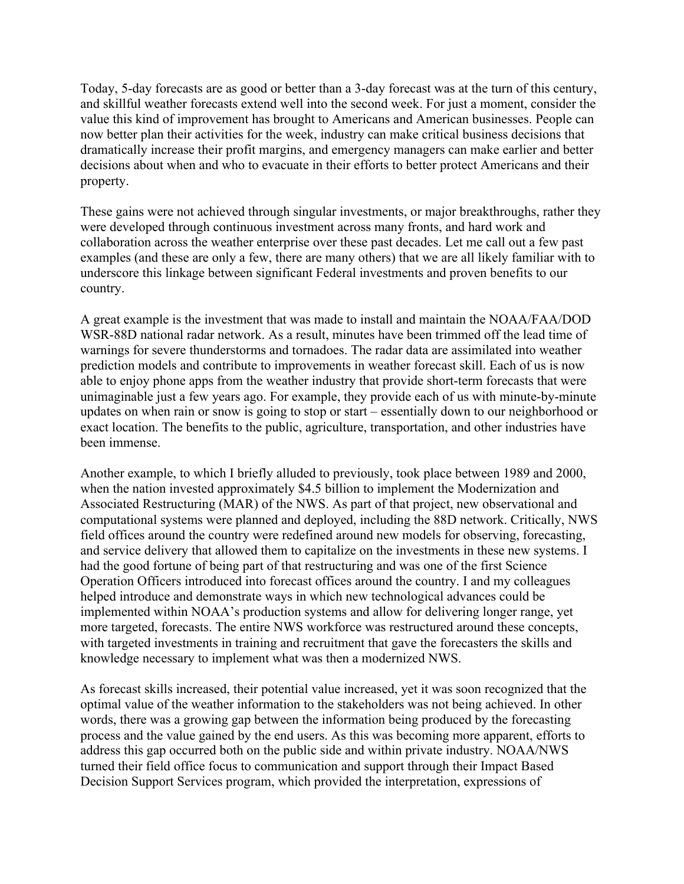Today, 5-day forecasts are as good or better than a 3-day forecast was at the turn of this century, and skillful weather forecasts extend well into the second week. For just a moment, consider the value this kind of improvement has brought to Americans and American businesses. People can now better plan their activities for the week, industry can make critical business decisions that dramatically increase their profit margins, and emergency managers can make earlier and better decisions about when and who to evacuate in their efforts to better protect Americans and their property.

These gains were not achieved through singular investments, or major breakthroughs, rather they were developed through continuous investment across many fronts, and hard work and collaboration across the weather enterprise over these past decades. Let me call out a few past examples (and these are only a few, there are many others) that we are all likely familiar with to underscore this linkage between significant Federal investments and proven benefits to our country.

A great example is the investment that was made to install and maintain the NOAA/FAA/DOD WSR-88D national radar network. As a result, minutes have been trimmed off the lead time of warnings for severe thunderstorms and tornadoes. The radar data are assimilated into weather prediction models and contribute to improvements in weather forecast skill. Each of us is now able to enjoy phone apps from the weather industry that provide short-term forecasts that were unimaginable just a few years ago. For example, they provide each of us with minute-by-minute updates on when rain or snow is going to stop or start – essentially down to our neighborhood or exact location. The benefits to the public, agriculture, transportation, and other industries have been immense.

Another example, to which I briefly alluded to previously, took place between 1989 and 2000, when the nation invested approximately $4.5 billion to implement the Modernization and Associated Restructuring (MAR) of the NWS. As part of that project, new observational and computational systems were planned and deployed, including the 88D network. Critically, NWS field offices around the country were redefined around new models for observing, forecasting, and service delivery that allowed them to capitalize on the investments in these new systems. I had the good fortune of being part of that restructuring and was one of the first Science Operation Officers introduced into forecast offices around the country. I and my colleagues helped introduce and demonstrate ways in which new technological advances could be implemented within NOAA's production systems and allow for delivering longer range, yet more targeted, forecasts. The entire NWS workforce was restructured around these concepts, with targeted investments in training and recruitment that gave the forecasters the skills and knowledge necessary to implement what was then a modernized NWS.

As forecast skills increased, their potential value increased, yet it was soon recognized that the optimal value of the weather information to the stakeholders was not being achieved. In other words, there was a growing gap between the information being produced by the forecasting process and the value gained by the end users. As this was becoming more apparent, efforts to address this gap occurred both on the public side and within private industry. NOAA/NWS turned their field office focus to communication and support through their Impact Based Decision Support Services program, which provided the interpretation, expressions of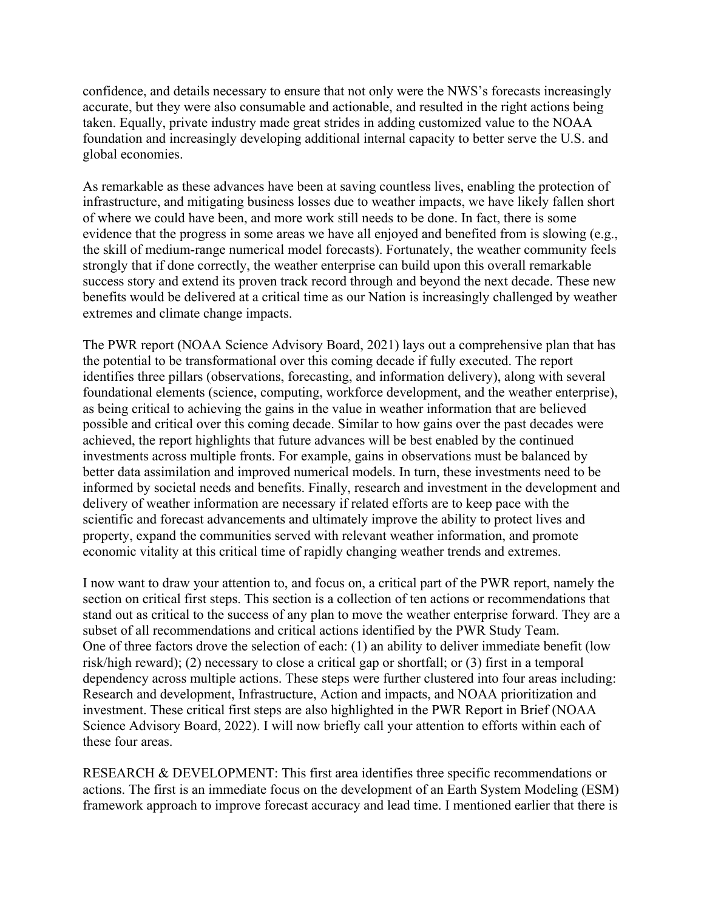confidence, and details necessary to ensure that not only were the NWS's forecasts increasingly accurate, but they were also consumable and actionable, and resulted in the right actions being taken. Equally, private industry made great strides in adding customized value to the NOAA foundation and increasingly developing additional internal capacity to better serve the U.S. and global economies.

As remarkable as these advances have been at saving countless lives, enabling the protection of infrastructure, and mitigating business losses due to weather impacts, we have likely fallen short of where we could have been, and more work still needs to be done. In fact, there is some evidence that the progress in some areas we have all enjoyed and benefited from is slowing (e.g., the skill of medium-range numerical model forecasts). Fortunately, the weather community feels strongly that if done correctly, the weather enterprise can build upon this overall remarkable success story and extend its proven track record through and beyond the next decade. These new benefits would be delivered at a critical time as our Nation is increasingly challenged by weather extremes and climate change impacts.

The PWR report (NOAA Science Advisory Board, 2021) lays out a comprehensive plan that has the potential to be transformational over this coming decade if fully executed. The report identifies three pillars (observations, forecasting, and information delivery), along with several foundational elements (science, computing, workforce development, and the weather enterprise), as being critical to achieving the gains in the value in weather information that are believed possible and critical over this coming decade. Similar to how gains over the past decades were achieved, the report highlights that future advances will be best enabled by the continued investments across multiple fronts. For example, gains in observations must be balanced by better data assimilation and improved numerical models. In turn, these investments need to be informed by societal needs and benefits. Finally, research and investment in the development and delivery of weather information are necessary if related efforts are to keep pace with the scientific and forecast advancements and ultimately improve the ability to protect lives and property, expand the communities served with relevant weather information, and promote economic vitality at this critical time of rapidly changing weather trends and extremes.

I now want to draw your attention to, and focus on, a critical part of the PWR report, namely the section on critical first steps. This section is a collection of ten actions or recommendations that stand out as critical to the success of any plan to move the weather enterprise forward. They are a subset of all recommendations and critical actions identified by the PWR Study Team. One of three factors drove the selection of each: (1) an ability to deliver immediate benefit (low risk/high reward); (2) necessary to close a critical gap or shortfall; or (3) first in a temporal dependency across multiple actions. These steps were further clustered into four areas including: Research and development, Infrastructure, Action and impacts, and NOAA prioritization and investment. These critical first steps are also highlighted in the PWR Report in Brief (NOAA Science Advisory Board, 2022). I will now briefly call your attention to efforts within each of these four areas.

RESEARCH & DEVELOPMENT: This first area identifies three specific recommendations or actions. The first is an immediate focus on the development of an Earth System Modeling (ESM) framework approach to improve forecast accuracy and lead time. I mentioned earlier that there is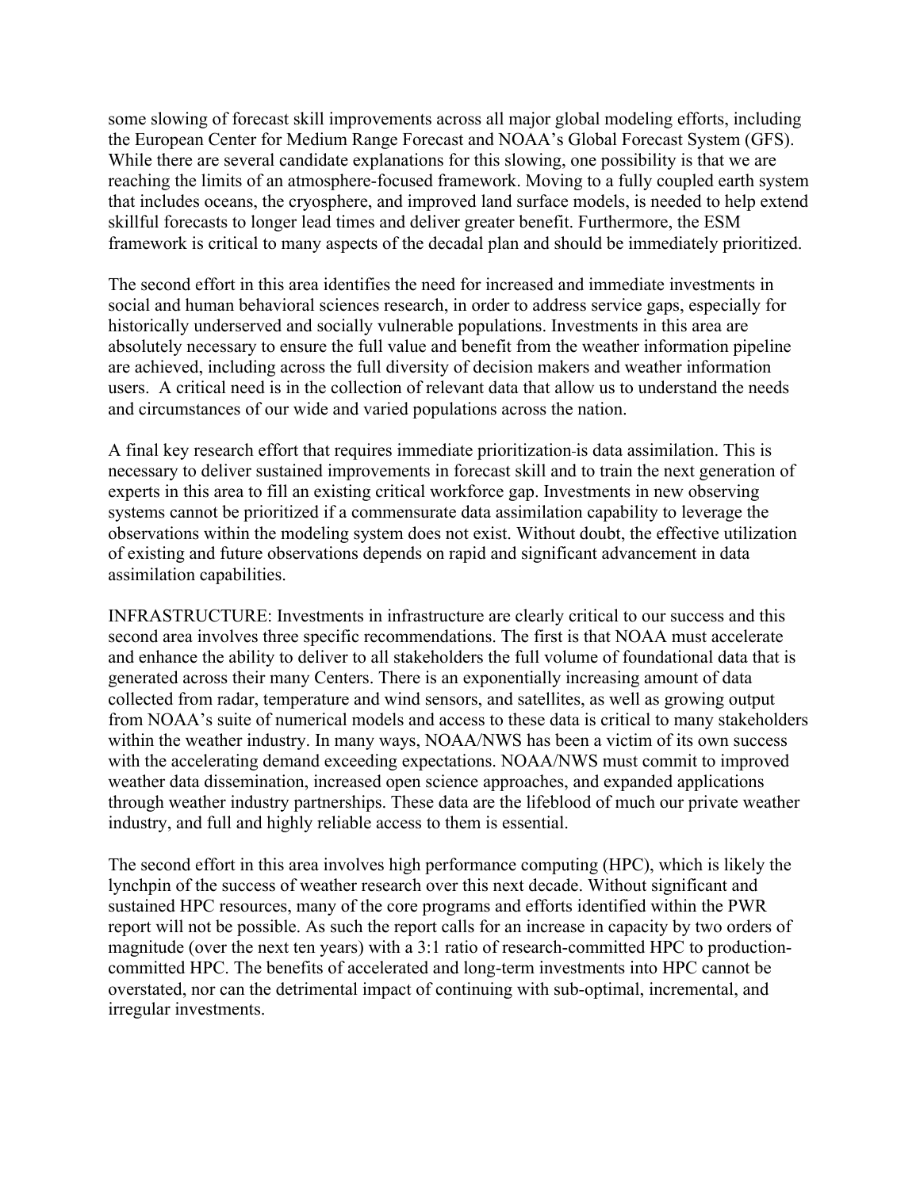some slowing of forecast skill improvements across all major global modeling efforts, including the European Center for Medium Range Forecast and NOAA's Global Forecast System (GFS). While there are several candidate explanations for this slowing, one possibility is that we are reaching the limits of an atmosphere-focused framework. Moving to a fully coupled earth system that includes oceans, the cryosphere, and improved land surface models, is needed to help extend skillful forecasts to longer lead times and deliver greater benefit. Furthermore, the ESM framework is critical to many aspects of the decadal plan and should be immediately prioritized.

The second effort in this area identifies the need for increased and immediate investments in social and human behavioral sciences research, in order to address service gaps, especially for historically underserved and socially vulnerable populations. Investments in this area are absolutely necessary to ensure the full value and benefit from the weather information pipeline are achieved, including across the full diversity of decision makers and weather information users. A critical need is in the collection of relevant data that allow us to understand the needs and circumstances of our wide and varied populations across the nation.

A final key research effort that requires immediate prioritization is data assimilation. This is necessary to deliver sustained improvements in forecast skill and to train the next generation of experts in this area to fill an existing critical workforce gap. Investments in new observing systems cannot be prioritized if a commensurate data assimilation capability to leverage the observations within the modeling system does not exist. Without doubt, the effective utilization of existing and future observations depends on rapid and significant advancement in data assimilation capabilities.

INFRASTRUCTURE: Investments in infrastructure are clearly critical to our success and this second area involves three specific recommendations. The first is that NOAA must accelerate and enhance the ability to deliver to all stakeholders the full volume of foundational data that is generated across their many Centers. There is an exponentially increasing amount of data collected from radar, temperature and wind sensors, and satellites, as well as growing output from NOAA's suite of numerical models and access to these data is critical to many stakeholders within the weather industry. In many ways, NOAA/NWS has been a victim of its own success with the accelerating demand exceeding expectations. NOAA/NWS must commit to improved weather data dissemination, increased open science approaches, and expanded applications through weather industry partnerships. These data are the lifeblood of much our private weather industry, and full and highly reliable access to them is essential.

The second effort in this area involves high performance computing (HPC), which is likely the lynchpin of the success of weather research over this next decade. Without significant and sustained HPC resources, many of the core programs and efforts identified within the PWR report will not be possible. As such the report calls for an increase in capacity by two orders of magnitude (over the next ten years) with a 3:1 ratio of research-committed HPC to production-committed HPC. The benefits of accelerated and long-term investments into HPC cannot be overstated, nor can the detrimental impact of continuing with sub-optimal, incremental, and irregular investments.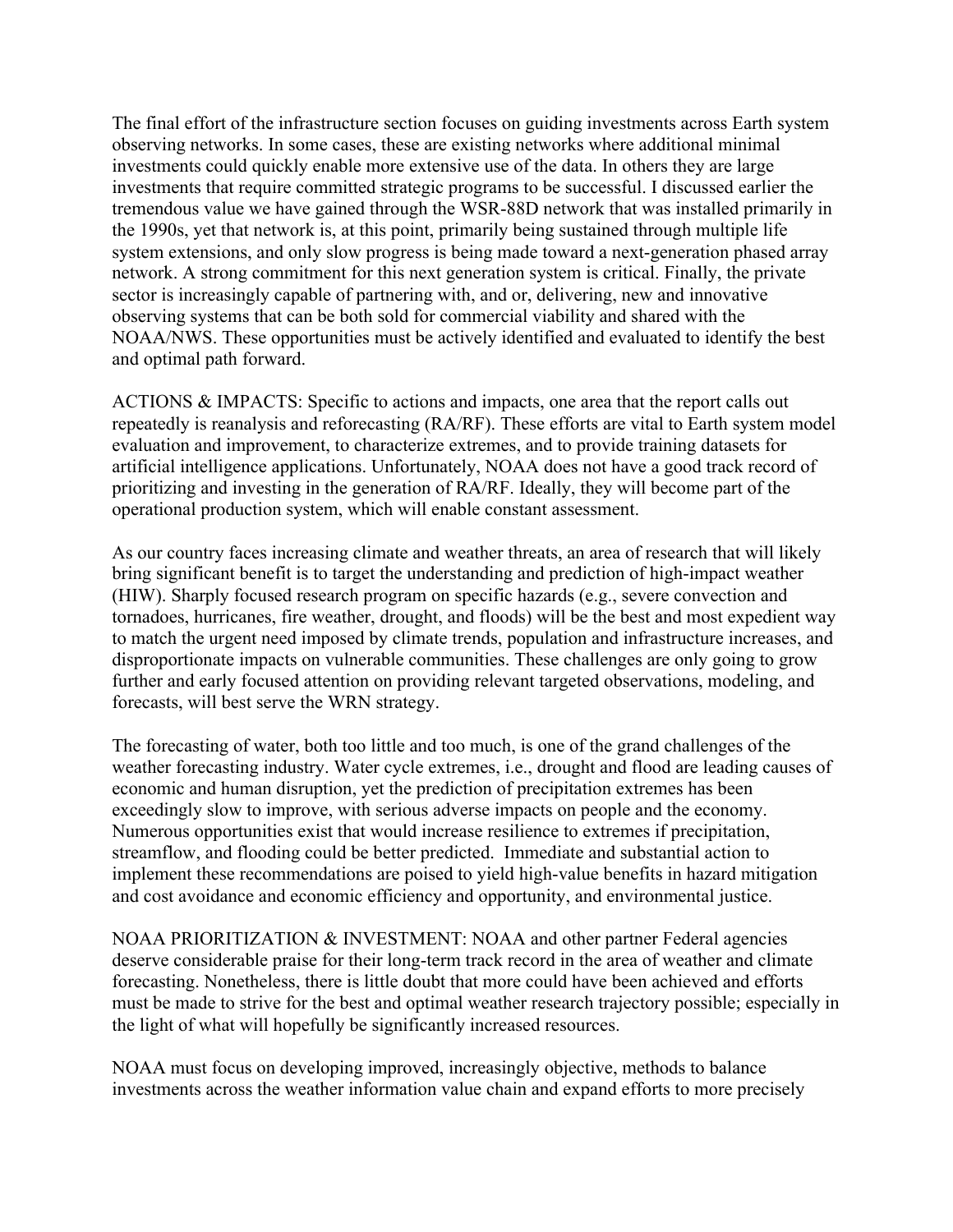The final effort of the infrastructure section focuses on guiding investments across Earth system observing networks. In some cases, these are existing networks where additional minimal investments could quickly enable more extensive use of the data. In others they are large investments that require committed strategic programs to be successful. I discussed earlier the tremendous value we have gained through the WSR-88D network that was installed primarily in the 1990s, yet that network is, at this point, primarily being sustained through multiple life system extensions, and only slow progress is being made toward a next-generation phased array network. A strong commitment for this next generation system is critical. Finally, the private sector is increasingly capable of partnering with, and or, delivering, new and innovative observing systems that can be both sold for commercial viability and shared with the NOAA/NWS. These opportunities must be actively identified and evaluated to identify the best and optimal path forward.

ACTIONS & IMPACTS: Specific to actions and impacts, one area that the report calls out repeatedly is reanalysis and reforecasting (RA/RF). These efforts are vital to Earth system model evaluation and improvement, to characterize extremes, and to provide training datasets for artificial intelligence applications. Unfortunately, NOAA does not have a good track record of prioritizing and investing in the generation of RA/RF. Ideally, they will become part of the operational production system, which will enable constant assessment.

As our country faces increasing climate and weather threats, an area of research that will likely bring significant benefit is to target the understanding and prediction of high-impact weather (HIW). Sharply focused research program on specific hazards (e.g., severe convection and tornadoes, hurricanes, fire weather, drought, and floods) will be the best and most expedient way to match the urgent need imposed by climate trends, population and infrastructure increases, and disproportionate impacts on vulnerable communities. These challenges are only going to grow further and early focused attention on providing relevant targeted observations, modeling, and forecasts, will best serve the WRN strategy.

The forecasting of water, both too little and too much, is one of the grand challenges of the weather forecasting industry. Water cycle extremes, i.e., drought and flood are leading causes of economic and human disruption, yet the prediction of precipitation extremes has been exceedingly slow to improve, with serious adverse impacts on people and the economy. Numerous opportunities exist that would increase resilience to extremes if precipitation, streamflow, and flooding could be better predicted. Immediate and substantial action to implement these recommendations are poised to yield high-value benefits in hazard mitigation and cost avoidance and economic efficiency and opportunity, and environmental justice.

NOAA PRIORITIZATION & INVESTMENT: NOAA and other partner Federal agencies deserve considerable praise for their long-term track record in the area of weather and climate forecasting. Nonetheless, there is little doubt that more could have been achieved and efforts must be made to strive for the best and optimal weather research trajectory possible; especially in the light of what will hopefully be significantly increased resources.

NOAA must focus on developing improved, increasingly objective, methods to balance investments across the weather information value chain and expand efforts to more precisely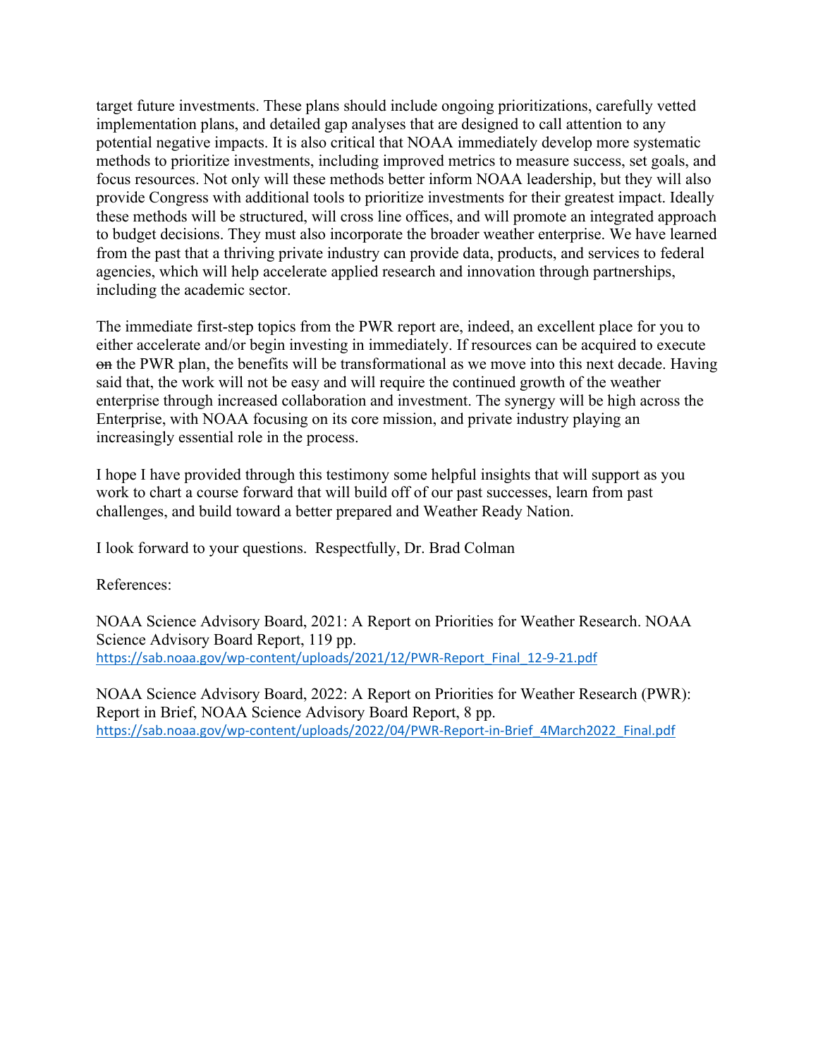target future investments. These plans should include ongoing prioritizations, carefully vetted implementation plans, and detailed gap analyses that are designed to call attention to any potential negative impacts. It is also critical that NOAA immediately develop more systematic methods to prioritize investments, including improved metrics to measure success, set goals, and focus resources. Not only will these methods better inform NOAA leadership, but they will also provide Congress with additional tools to prioritize investments for their greatest impact. Ideally these methods will be structured, will cross line offices, and will promote an integrated approach to budget decisions. They must also incorporate the broader weather enterprise. We have learned from the past that a thriving private industry can provide data, products, and services to federal agencies, which will help accelerate applied research and innovation through partnerships, including the academic sector.

The immediate first-step topics from the PWR report are, indeed, an excellent place for you to either accelerate and/or begin investing in immediately. If resources can be acquired to execute ~~on~~ the PWR plan, the benefits will be transformational as we move into this next decade. Having said that, the work will not be easy and will require the continued growth of the weather enterprise through increased collaboration and investment. The synergy will be high across the Enterprise, with NOAA focusing on its core mission, and private industry playing an increasingly essential role in the process.

I hope I have provided through this testimony some helpful insights that will support as you work to chart a course forward that will build off of our past successes, learn from past challenges, and build toward a better prepared and Weather Ready Nation.

I look forward to your questions. Respectfully, Dr. Brad Colman

References:

NOAA Science Advisory Board, 2021: A Report on Priorities for Weather Research. NOAA Science Advisory Board Report, 119 pp.
https://sab.noaa.gov/wp-content/uploads/2021/12/PWR-Report_Final_12-9-21.pdf

NOAA Science Advisory Board, 2022: A Report on Priorities for Weather Research (PWR): Report in Brief, NOAA Science Advisory Board Report, 8 pp.
https://sab.noaa.gov/wp-content/uploads/2022/04/PWR-Report-in-Brief_4March2022_Final.pdf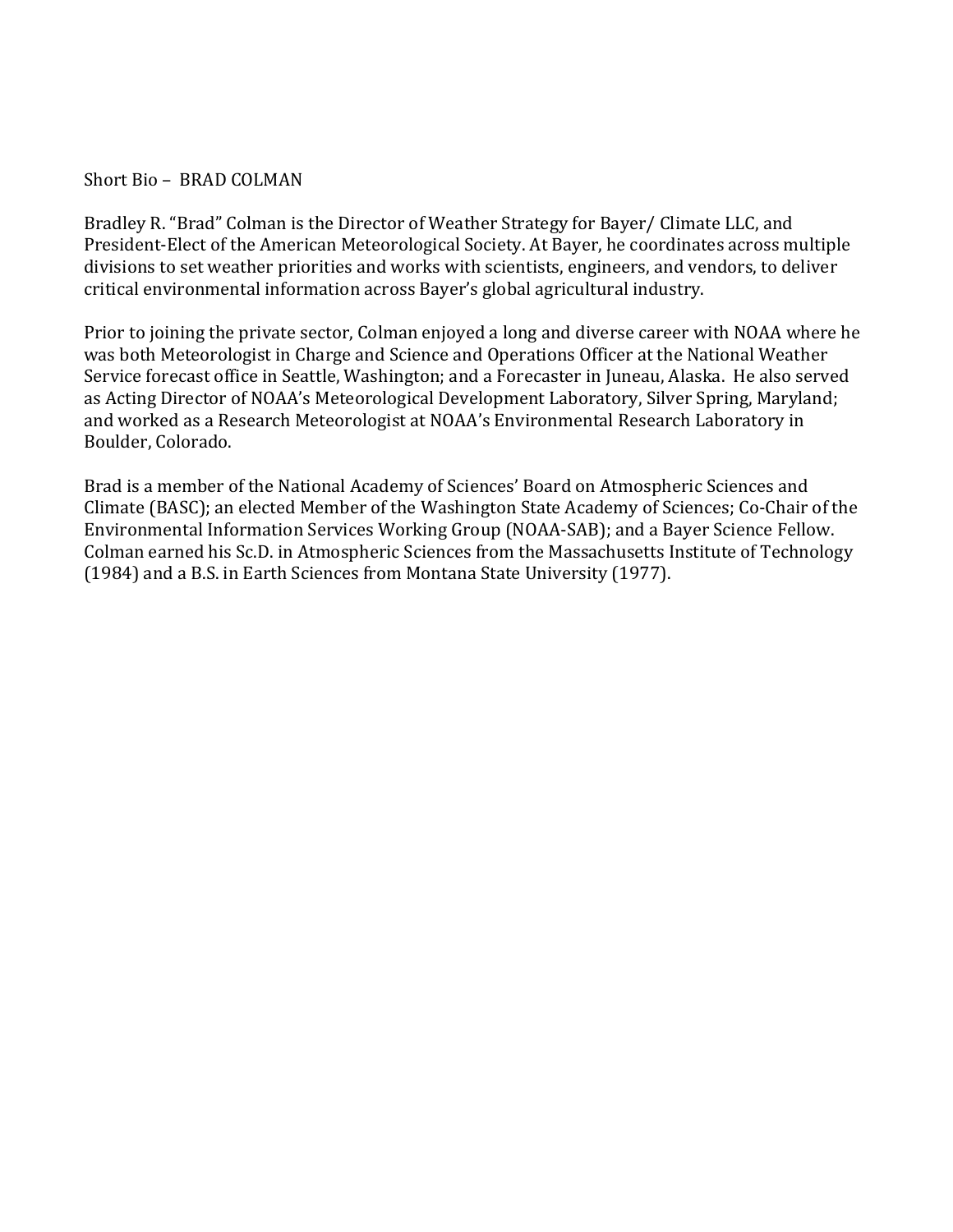Short Bio – BRAD COLMAN

Bradley R. "Brad" Colman is the Director of Weather Strategy for Bayer/ Climate LLC, and President-Elect of the American Meteorological Society. At Bayer, he coordinates across multiple divisions to set weather priorities and works with scientists, engineers, and vendors, to deliver critical environmental information across Bayer's global agricultural industry.

Prior to joining the private sector, Colman enjoyed a long and diverse career with NOAA where he was both Meteorologist in Charge and Science and Operations Officer at the National Weather Service forecast office in Seattle, Washington; and a Forecaster in Juneau, Alaska. He also served as Acting Director of NOAA's Meteorological Development Laboratory, Silver Spring, Maryland; and worked as a Research Meteorologist at NOAA's Environmental Research Laboratory in Boulder, Colorado.

Brad is a member of the National Academy of Sciences' Board on Atmospheric Sciences and Climate (BASC); an elected Member of the Washington State Academy of Sciences; Co-Chair of the Environmental Information Services Working Group (NOAA-SAB); and a Bayer Science Fellow. Colman earned his Sc.D. in Atmospheric Sciences from the Massachusetts Institute of Technology (1984) and a B.S. in Earth Sciences from Montana State University (1977).